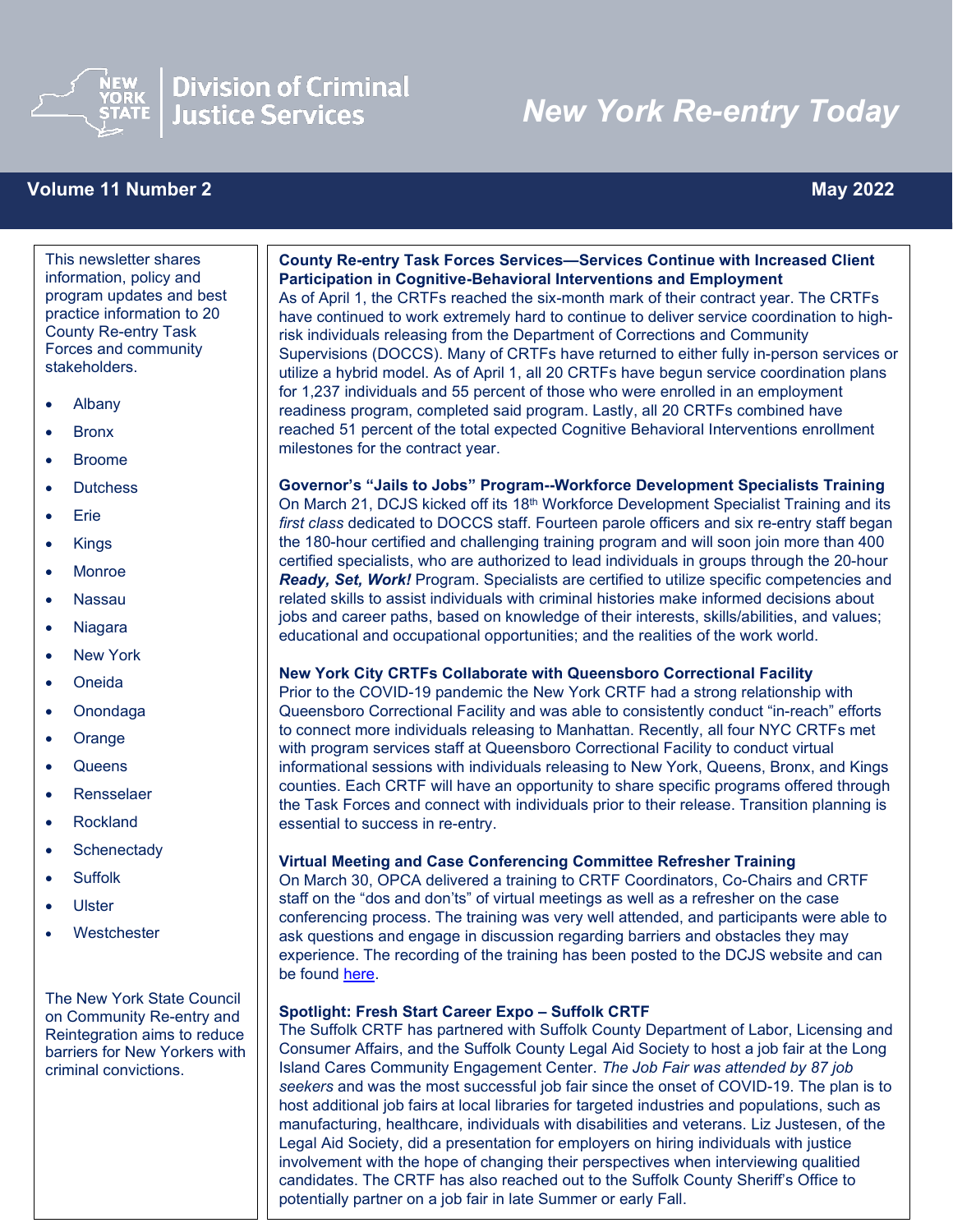# New York Re-entry Today

**New York State Division of Criminal Justice Services**

**Volume 11 Number 2** — **May 2022**

This newsletter shares information, policy and program updates and best practice information to 20 County Re-entry Task Forces and community stakeholders.

- Albany
- Bronx
- Broome
- Dutchess
- Erie
- Kings
- Monroe
- Nassau
- Niagara
- New York
- Oneida
- Onondaga
- Orange
- Queens
- Rensselaer
- Rockland
- Schenectady
- Suffolk
- Ulster
- Westchester

The New York State Council on Community Re-entry and Reintegration aims to reduce barriers for New Yorkers with criminal convictions.

### County Re-entry Task Forces Services—Services Continue with Increased Client Participation in Cognitive-Behavioral Interventions and Employment

As of April 1, the CRTFs reached the six-month mark of their contract year. The CRTFs have continued to work extremely hard to continue to deliver service coordination to high-risk individuals releasing from the Department of Corrections and Community Supervisions (DOCCS). Many of CRTFs have returned to either fully in-person services or utilize a hybrid model. As of April 1, all 20 CRTFs have begun service coordination plans for 1,237 individuals and 55 percent of those who were enrolled in an employment readiness program, completed said program. Lastly, all 20 CRTFs combined have reached 51 percent of the total expected Cognitive Behavioral Interventions enrollment milestones for the contract year.

### Governor's "Jails to Jobs" Program--Workforce Development Specialists Training

On March 21, DCJS kicked off its 18th Workforce Development Specialist Training and its *first class* dedicated to DOCCS staff. Fourteen parole officers and six re-entry staff began the 180-hour certified and challenging training program and will soon join more than 400 certified specialists, who are authorized to lead individuals in groups through the 20-hour ***Ready, Set, Work!*** Program. Specialists are certified to utilize specific competencies and related skills to assist individuals with criminal histories make informed decisions about jobs and career paths, based on knowledge of their interests, skills/abilities, and values; educational and occupational opportunities; and the realities of the work world.

### New York City CRTFs Collaborate with Queensboro Correctional Facility

Prior to the COVID-19 pandemic the New York CRTF had a strong relationship with Queensboro Correctional Facility and was able to consistently conduct "in-reach" efforts to connect more individuals releasing to Manhattan. Recently, all four NYC CRTFs met with program services staff at Queensboro Correctional Facility to conduct virtual informational sessions with individuals releasing to New York, Queens, Bronx, and Kings counties. Each CRTF will have an opportunity to share specific programs offered through the Task Forces and connect with individuals prior to their release. Transition planning is essential to success in re-entry.

### Virtual Meeting and Case Conferencing Committee Refresher Training

On March 30, OPCA delivered a training to CRTF Coordinators, Co-Chairs and CRTF staff on the "dos and don'ts" of virtual meetings as well as a refresher on the case conferencing process. The training was very well attended, and participants were able to ask questions and engage in discussion regarding barriers and obstacles they may experience. The recording of the training has been posted to the DCJS website and can be found here.

### Spotlight: Fresh Start Career Expo – Suffolk CRTF

The Suffolk CRTF has partnered with Suffolk County Department of Labor, Licensing and Consumer Affairs, and the Suffolk County Legal Aid Society to host a job fair at the Long Island Cares Community Engagement Center. *The Job Fair was attended by 87 job seekers* and was the most successful job fair since the onset of COVID-19. The plan is to host additional job fairs at local libraries for targeted industries and populations, such as manufacturing, healthcare, individuals with disabilities and veterans. Liz Justesen, of the Legal Aid Society, did a presentation for employers on hiring individuals with justice involvement with the hope of changing their perspectives when interviewing qualitied candidates. The CRTF has also reached out to the Suffolk County Sheriff's Office to potentially partner on a job fair in late Summer or early Fall.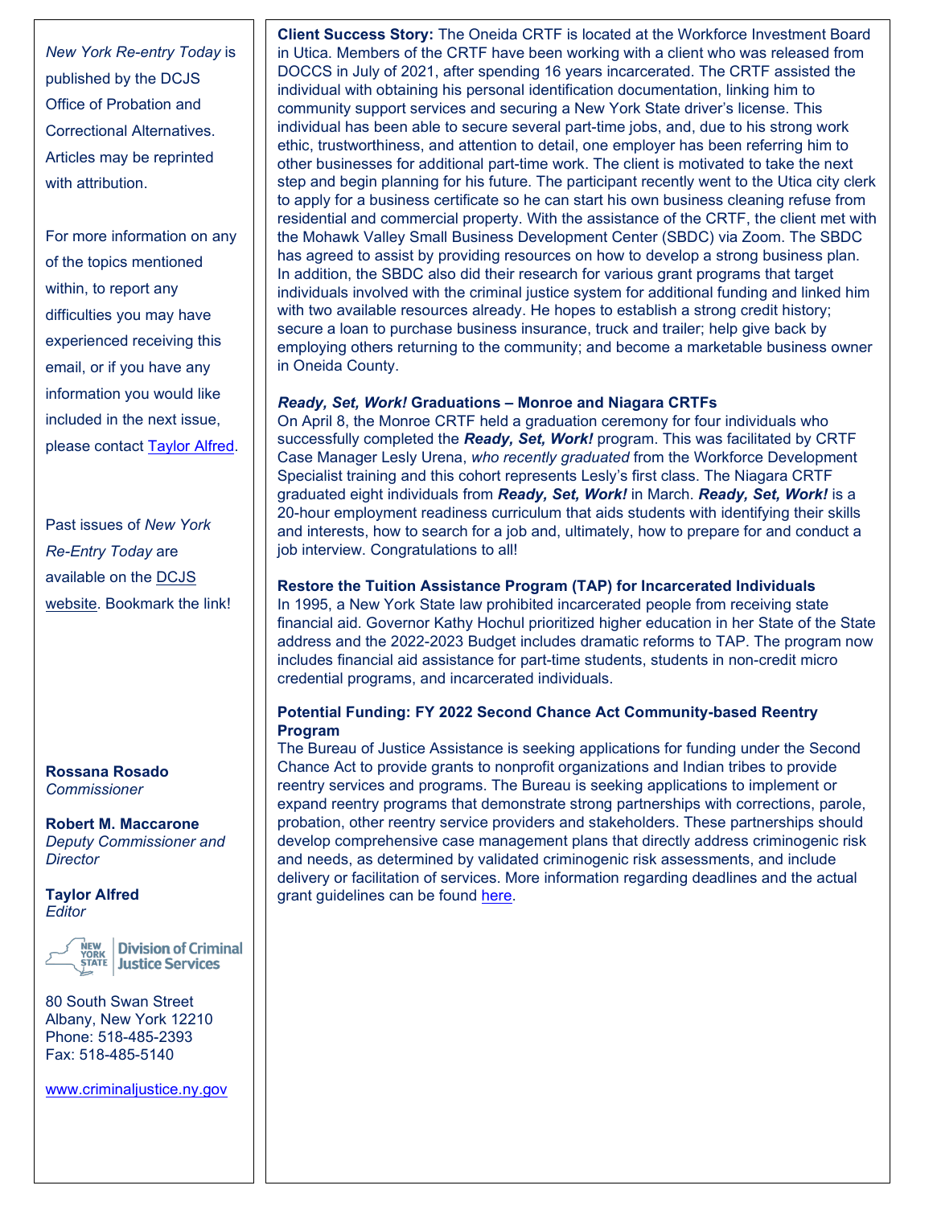**Client Success Story:** The Oneida CRTF is located at the Workforce Investment Board in Utica. Members of the CRTF have been working with a client who was released from DOCCS in July of 2021, after spending 16 years incarcerated. The CRTF assisted the individual with obtaining his personal identification documentation, linking him to community support services and securing a New York State driver's license. This individual has been able to secure several part-time jobs, and, due to his strong work ethic, trustworthiness, and attention to detail, one employer has been referring him to other businesses for additional part-time work. The client is motivated to take the next step and begin planning for his future. The participant recently went to the Utica city clerk to apply for a business certificate so he can start his own business cleaning refuse from residential and commercial property. With the assistance of the CRTF, the client met with the Mohawk Valley Small Business Development Center (SBDC) via Zoom. The SBDC has agreed to assist by providing resources on how to develop a strong business plan. In addition, the SBDC also did their research for various grant programs that target individuals involved with the criminal justice system for additional funding and linked him with two available resources already. He hopes to establish a strong credit history; secure a loan to purchase business insurance, truck and trailer; help give back by employing others returning to the community; and become a marketable business owner in Oneida County.

### *Ready, Set, Work!* Graduations – Monroe and Niagara CRTFs

On April 8, the Monroe CRTF held a graduation ceremony for four individuals who successfully completed the ***Ready, Set, Work!*** program. This was facilitated by CRTF Case Manager Lesly Urena, *who recently graduated* from the Workforce Development Specialist training and this cohort represents Lesly's first class. The Niagara CRTF graduated eight individuals from ***Ready, Set, Work!*** in March. ***Ready, Set, Work!*** is a 20-hour employment readiness curriculum that aids students with identifying their skills and interests, how to search for a job and, ultimately, how to prepare for and conduct a job interview. Congratulations to all!

### Restore the Tuition Assistance Program (TAP) for Incarcerated Individuals

In 1995, a New York State law prohibited incarcerated people from receiving state financial aid. Governor Kathy Hochul prioritized higher education in her State of the State address and the 2022-2023 Budget includes dramatic reforms to TAP. The program now includes financial aid assistance for part-time students, students in non-credit micro credential programs, and incarcerated individuals.

### Potential Funding: FY 2022 Second Chance Act Community-based Reentry Program

The Bureau of Justice Assistance is seeking applications for funding under the Second Chance Act to provide grants to nonprofit organizations and Indian tribes to provide reentry services and programs. The Bureau is seeking applications to implement or expand reentry programs that demonstrate strong partnerships with corrections, parole, probation, other reentry service providers and stakeholders. These partnerships should develop comprehensive case management plans that directly address criminogenic risk and needs, as determined by validated criminogenic risk assessments, and include delivery or facilitation of services. More information regarding deadlines and the actual grant guidelines can be found here.

---

*New York Re-entry Today* is published by the DCJS Office of Probation and Correctional Alternatives. Articles may be reprinted with attribution.

For more information on any of the topics mentioned within, to report any difficulties you may have experienced receiving this email, or if you have any information you would like included in the next issue, please contact Taylor Alfred.

Past issues of *New York Re-Entry Today* are available on the DCJS website. Bookmark the link!

**Rossana Rosado**
*Commissioner*

**Robert M. Maccarone**
*Deputy Commissioner and Director*

**Taylor Alfred**
*Editor*

New York State Division of Criminal Justice Services

80 South Swan Street
Albany, New York 12210
Phone: 518-485-2393
Fax: 518-485-5140

www.criminaljustice.ny.gov